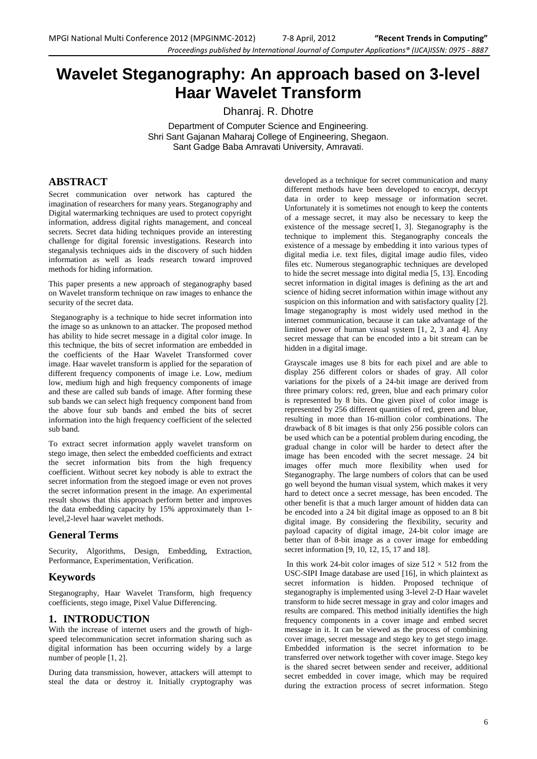# Wavelet Steganography: An approach based on 3-level Haar Wavelet Transform

Dhanraj. R. Dhotre

Department of Computer Science and Engineering.
Shri Sant Gajanan Maharaj College of Engineering, Shegaon.
Sant Gadge Baba Amravati University, Amravati.

## ABSTRACT

Secret communication over network has captured the imagination of researchers for many years. Steganography and Digital watermarking techniques are used to protect copyright information, address digital rights management, and conceal secrets. Secret data hiding techniques provide an interesting challenge for digital forensic investigations. Research into steganalysis techniques aids in the discovery of such hidden information as well as leads research toward improved methods for hiding information.

This paper presents a new approach of steganography based on Wavelet transform technique on raw images to enhance the security of the secret data.

Steganography is a technique to hide secret information into the image so as unknown to an attacker. The proposed method has ability to hide secret message in a digital color image. In this technique, the bits of secret information are embedded in the coefficients of the Haar Wavelet Transformed cover image. Haar wavelet transform is applied for the separation of different frequency components of image i.e. Low, medium low, medium high and high frequency components of image and these are called sub bands of image. After forming these sub bands we can select high frequency component band from the above four sub bands and embed the bits of secret information into the high frequency coefficient of the selected sub band.

To extract secret information apply wavelet transform on stego image, then select the embedded coefficients and extract the secret information bits from the high frequency coefficient. Without secret key nobody is able to extract the secret information from the stegoed image or even not proves the secret information present in the image. An experimental result shows that this approach perform better and improves the data embedding capacity by 15% approximately than 1-level,2-level haar wavelet methods.

## General Terms

Security, Algorithms, Design, Embedding, Extraction, Performance, Experimentation, Verification.

## Keywords

Steganography, Haar Wavelet Transform, high frequency coefficients, stego image, Pixel Value Differencing.

## 1. INTRODUCTION

With the increase of internet users and the growth of high-speed telecommunication secret information sharing such as digital information has been occurring widely by a large number of people [1, 2].

During data transmission, however, attackers will attempt to steal the data or destroy it. Initially cryptography was developed as a technique for secret communication and many different methods have been developed to encrypt, decrypt data in order to keep message or information secret. Unfortunately it is sometimes not enough to keep the contents of a message secret, it may also be necessary to keep the existence of the message secret[1, 3]. Steganography is the technique to implement this. Steganography conceals the existence of a message by embedding it into various types of digital media i.e. text files, digital image audio files, video files etc. Numerous steganographic techniques are developed to hide the secret message into digital media [5, 13]. Encoding secret information in digital images is defining as the art and science of hiding secret information within image without any suspicion on this information and with satisfactory quality [2]. Image steganography is most widely used method in the internet communication, because it can take advantage of the limited power of human visual system [1, 2, 3 and 4]. Any secret message that can be encoded into a bit stream can be hidden in a digital image.

Grayscale images use 8 bits for each pixel and are able to display 256 different colors or shades of gray. All color variations for the pixels of a 24-bit image are derived from three primary colors: red, green, blue and each primary color is represented by 8 bits. One given pixel of color image is represented by 256 different quantities of red, green and blue, resulting in more than 16-million color combinations. The drawback of 8 bit images is that only 256 possible colors can be used which can be a potential problem during encoding, the gradual change in color will be harder to detect after the image has been encoded with the secret message. 24 bit images offer much more flexibility when used for Steganography. The large numbers of colors that can be used go well beyond the human visual system, which makes it very hard to detect once a secret message, has been encoded. The other benefit is that a much larger amount of hidden data can be encoded into a 24 bit digital image as opposed to an 8 bit digital image. By considering the flexibility, security and payload capacity of digital image, 24-bit color image are better than of 8-bit image as a cover image for embedding secret information [9, 10, 12, 15, 17 and 18].

In this work 24-bit color images of size $512 \times 512$ from the USC-SIPI Image database are used [16], in which plaintext as secret information is hidden. Proposed technique of steganography is implemented using 3-level 2-D Haar wavelet transform to hide secret message in gray and color images and results are compared. This method initially identifies the high frequency components in a cover image and embed secret message in it. It can be viewed as the process of combining cover image, secret message and stego key to get stego image. Embedded information is the secret information to be transferred over network together with cover image. Stego key is the shared secret between sender and receiver, additional secret embedded in cover image, which may be required during the extraction process of secret information. Stego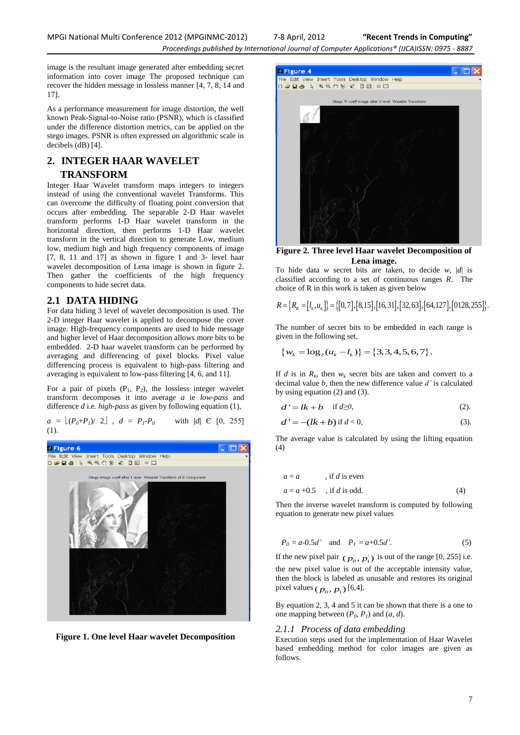image is the resultant image generated after embedding secret information into cover image The proposed technique can recover the hidden message in lossless manner [4, 7, 8, 14 and 17].

As a performance measurement for image distortion, the well known Peak-Signal-to-Noise ratio (PSNR), which is classified under the difference distortion metrics, can be applied on the stego images. PSNR is often expressed on algorithmic scale in decibels (dB) [4].

## 2. INTEGER HAAR WAVELET TRANSFORM

Integer Haar Wavelet transform maps integers to integers instead of using the conventional wavelet Transforms. This can overcome the difficulty of floating point conversion that occurs after embedding. The separable 2-D Haar wavelet transform performs 1-D Haar wavelet transform in the horizontal direction, then performs 1-D Haar wavelet transform in the vertical direction to generate Low, medium low, medium high and high frequency components of image [7, 8, 11 and 17] as shown in figure 1 and 3- level haar wavelet decomposition of Lena image is shown in figure 2. Then gather the coefficients of the high frequency components to hide secret data.

### 2.1 DATA HIDING

For data hiding 3 level of wavelet decomposition is used. The 2-D integer Haar wavelet is applied to decompose the cover image. High-frequency components are used to hide message and higher level of Haar decomposition allows more bits to be embedded. 2-D haar wavelet transform can be performed by averaging and differencing of pixel blocks. Pixel value differencing process is equivalent to high-pass filtering and averaging is equivalent to low-pass filtering [4, 6, and 11].

For a pair of pixels ($P_1$, $P_2$), the lossless integer wavelet transform decomposes it into average *a* ie *low-pass* and difference *d* i.e. *high-pass* as given by following equation (1),

$a = \lfloor (P_0+P_1)/\ 2 \rfloor$ , $d = P_1 - P_0$ with $|d| \in [0, 255]$ (1).

**Figure 1. One level Haar wavelet Decomposition**

**Figure 2. Three level Haar wavelet Decomposition of Lena image.**

To hide data *w* secret bits are taken, to decide *w*, $|d|$ is classified according to a set of continuous ranges *R*. The choice of R in this work is taken as given below

$$R = \{R_K = [l_k, u_k]\} = \{[0,7],[8,15],[16,31],[32,63],[64,127],[0128,255]\}.$$

The number of secret bits to be embedded in each range is given in the following set,

$$\{w_k = \log_2(u_k - l_k)\} = \{3,3,4,5,6,7\}.$$

If *d* is in $R_k$, then $w_k$ secret bits are taken and convert to a decimal value *b*, then the new difference value *d'* is calculated by using equation (2) and (3).

$$d' = lk + b \quad \text{if } d \geq 0, \qquad (2).$$

$$d' = -(lk + b) \text{ if } d < 0, \qquad (3).$$

The average value is calculated by using the lifting equation (4)

$a = a$ , if *d* is even

$a = a + 0.5$ , if *d* is odd. (4)

Then the inverse wavelet transform is computed by following equation to generate new pixel values

$P_0' = a - 0.5d'$ and $P_1' = a + 0.5d'$. (5)

If the new pixel pair $(p_0', p_1')$ is out of the range [0, 255] i.e. the new pixel value is out of the acceptable intensity value, then the block is labeled as unusable and restores its original pixel values $(p_0, p_1)$ [6,4].

By equation 2, 3, 4 and 5 it can be shown that there is a one to one mapping between ($P_0$, $P_1$) and (*a*, *d*).

#### *2.1.1 Process of data embedding*

Execution steps used for the implementation of Haar Wavelet based embedding method for color images are given as follows.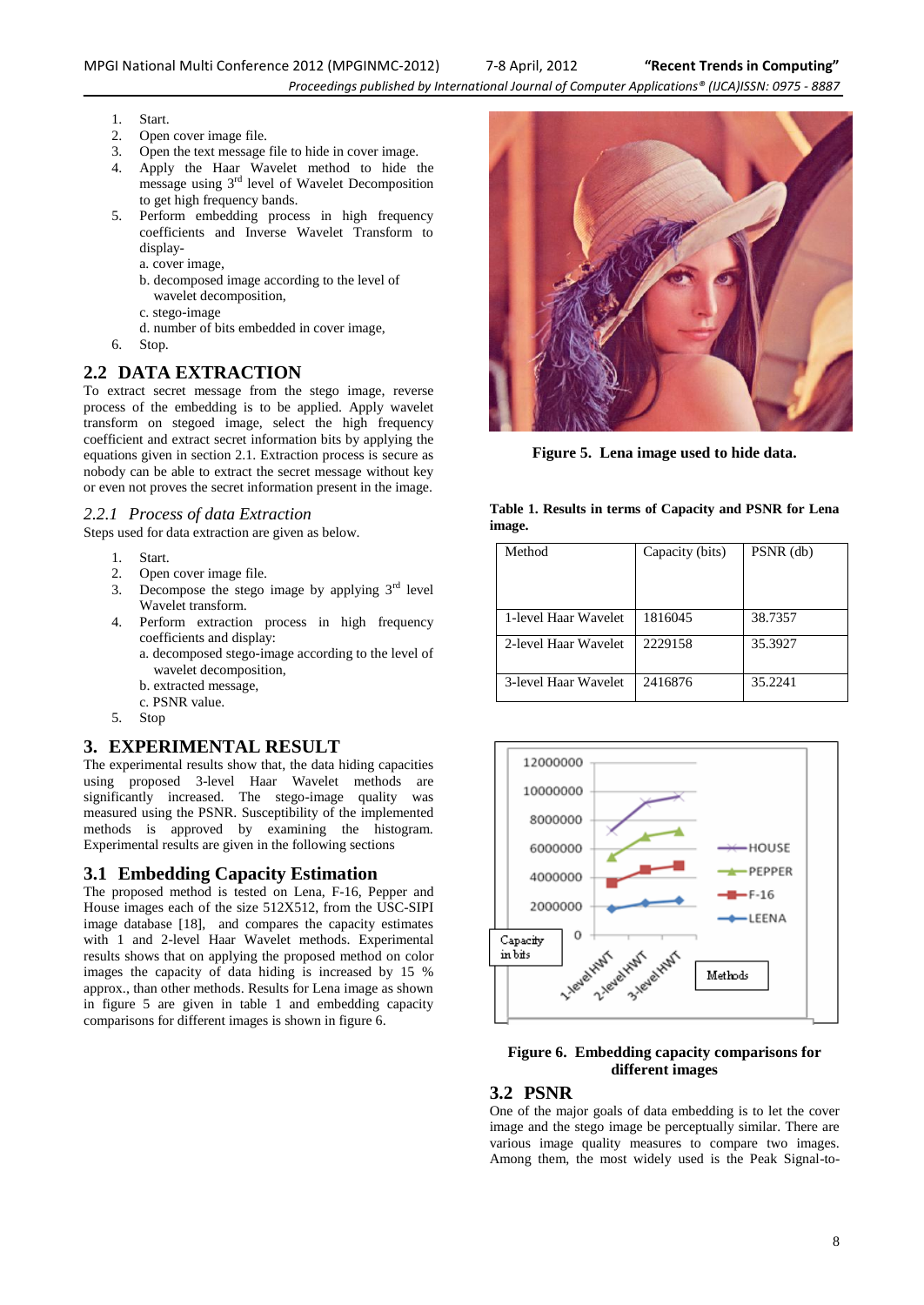1. Start.
2. Open cover image file.
3. Open the text message file to hide in cover image.
4. Apply the Haar Wavelet method to hide the message using 3rd level of Wavelet Decomposition to get high frequency bands.
5. Perform embedding process in high frequency coefficients and Inverse Wavelet Transform to display-
   a. cover image,
   b. decomposed image according to the level of wavelet decomposition,
   c. stego-image
   d. number of bits embedded in cover image,
6. Stop.

## 2.2 DATA EXTRACTION

To extract secret message from the stego image, reverse process of the embedding is to be applied. Apply wavelet transform on stegoed image, select the high frequency coefficient and extract secret information bits by applying the equations given in section 2.1. Extraction process is secure as nobody can be able to extract the secret message without key or even not proves the secret information present in the image.

### *2.2.1 Process of data Extraction*

Steps used for data extraction are given as below.

1. Start.
2. Open cover image file.
3. Decompose the stego image by applying 3rd level Wavelet transform.
4. Perform extraction process in high frequency coefficients and display:
   a. decomposed stego-image according to the level of wavelet decomposition,
   b. extracted message,
   c. PSNR value.
5. Stop

## 3. EXPERIMENTAL RESULT

The experimental results show that, the data hiding capacities using proposed 3-level Haar Wavelet methods are significantly increased. The stego-image quality was measured using the PSNR. Susceptibility of the implemented methods is approved by examining the histogram. Experimental results are given in the following sections

## 3.1 Embedding Capacity Estimation

The proposed method is tested on Lena, F-16, Pepper and House images each of the size 512X512, from the USC-SIPI image database [18], and compares the capacity estimates with 1 and 2-level Haar Wavelet methods. Experimental results shows that on applying the proposed method on color images the capacity of data hiding is increased by 15 % approx., than other methods. Results for Lena image as shown in figure 5 are given in table 1 and embedding capacity comparisons for different images is shown in figure 6.

**Figure 5. Lena image used to hide data.**

**Table 1. Results in terms of Capacity and PSNR for Lena image.**

| Method | Capacity (bits) | PSNR (db) |
|---|---|---|
| 1-level Haar Wavelet | 1816045 | 38.7357 |
| 2-level Haar Wavelet | 2229158 | 35.3927 |
| 3-level Haar Wavelet | 2416876 | 35.2241 |

**Figure 6. Embedding capacity comparisons for different images**

## 3.2 PSNR

One of the major goals of data embedding is to let the cover image and the stego image be perceptually similar. There are various image quality measures to compare two images. Among them, the most widely used is the Peak Signal-to-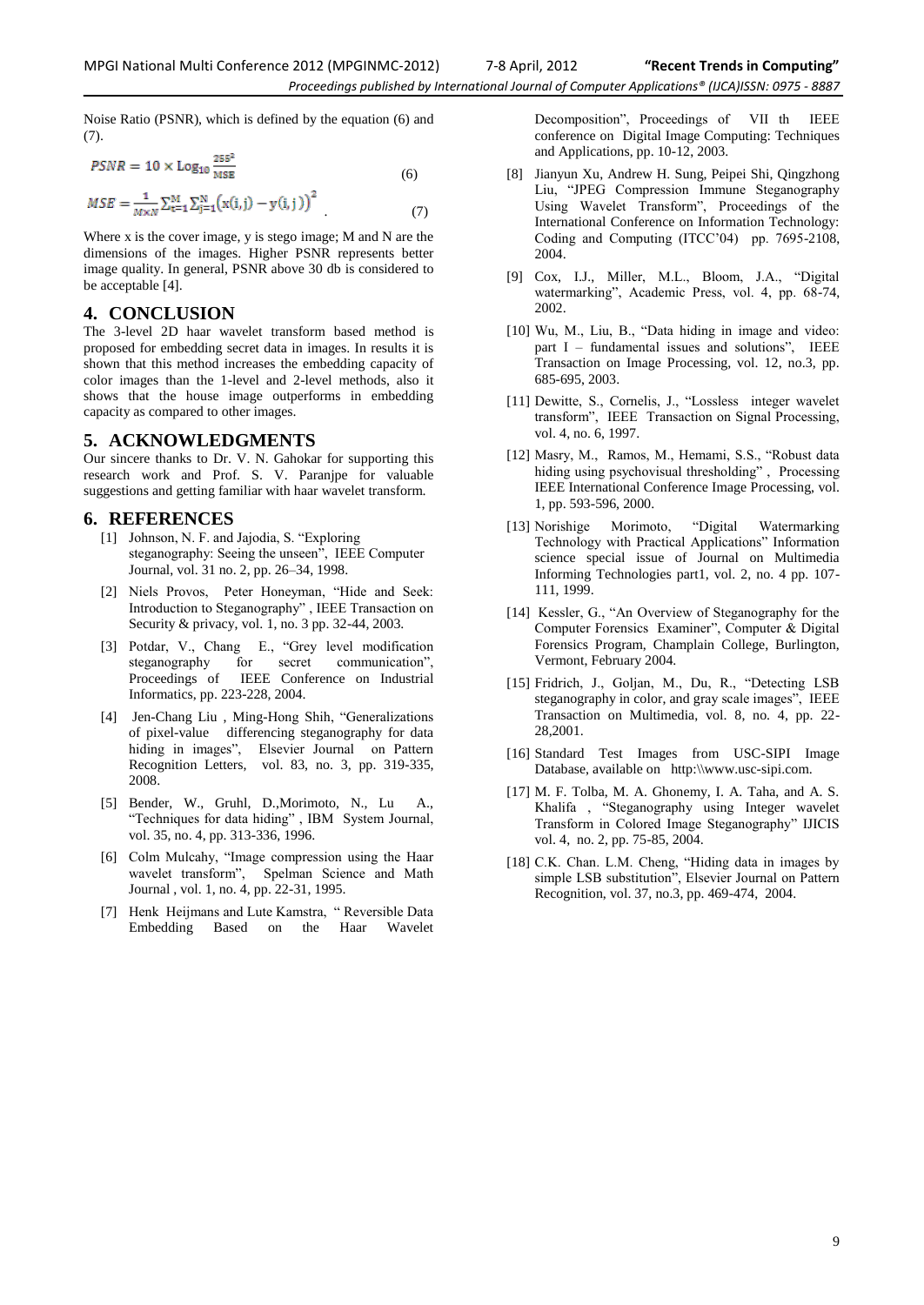Noise Ratio (PSNR), which is defined by the equation (6) and (7).

$$PSNR = 10 \times \text{Log}_{10} \frac{255^2}{\text{MSE}} \tag{6}$$

$$MSE = \frac{1}{M \times N} \sum_{i=1}^{M} \sum_{j=1}^{N} \left(x(i,j) - y(i,j)\right)^2 \tag{7}$$

Where x is the cover image, y is stego image; M and N are the dimensions of the images. Higher PSNR represents better image quality. In general, PSNR above 30 db is considered to be acceptable [4].

## 4. CONCLUSION

The 3-level 2D haar wavelet transform based method is proposed for embedding secret data in images. In results it is shown that this method increases the embedding capacity of color images than the 1-level and 2-level methods, also it shows that the house image outperforms in embedding capacity as compared to other images.

## 5. ACKNOWLEDGMENTS

Our sincere thanks to Dr. V. N. Gahokar for supporting this research work and Prof. S. V. Paranjpe for valuable suggestions and getting familiar with haar wavelet transform.

## 6. REFERENCES

[1] Johnson, N. F. and Jajodia, S. "Exploring steganography: Seeing the unseen", IEEE Computer Journal, vol. 31 no. 2, pp. 26–34, 1998.

[2] Niels Provos, Peter Honeyman, "Hide and Seek: Introduction to Steganography" , IEEE Transaction on Security & privacy, vol. 1, no. 3 pp. 32-44, 2003.

[3] Potdar, V., Chang E., "Grey level modification steganography for secret communication", Proceedings of IEEE Conference on Industrial Informatics, pp. 223-228, 2004.

[4] Jen-Chang Liu , Ming-Hong Shih, "Generalizations of pixel-value differencing steganography for data hiding in images", Elsevier Journal on Pattern Recognition Letters, vol. 83, no. 3, pp. 319-335, 2008.

[5] Bender, W., Gruhl, D.,Morimoto, N., Lu A., "Techniques for data hiding" , IBM System Journal, vol. 35, no. 4, pp. 313-336, 1996.

[6] Colm Mulcahy, "Image compression using the Haar wavelet transform", Spelman Science and Math Journal , vol. 1, no. 4, pp. 22-31, 1995.

[7] Henk Heijmans and Lute Kamstra, " Reversible Data Embedding Based on the Haar Wavelet Decomposition", Proceedings of VII th IEEE conference on Digital Image Computing: Techniques and Applications, pp. 10-12, 2003.

[8] Jianyun Xu, Andrew H. Sung, Peipei Shi, Qingzhong Liu, "JPEG Compression Immune Steganography Using Wavelet Transform", Proceedings of the International Conference on Information Technology: Coding and Computing (ITCC'04) pp. 7695-2108, 2004.

[9] Cox, I.J., Miller, M.L., Bloom, J.A., "Digital watermarking", Academic Press, vol. 4, pp. 68-74, 2002.

[10] Wu, M., Liu, B., "Data hiding in image and video: part I – fundamental issues and solutions", IEEE Transaction on Image Processing, vol. 12, no.3, pp. 685-695, 2003.

[11] Dewitte, S., Cornelis, J., "Lossless integer wavelet transform", IEEE Transaction on Signal Processing, vol. 4, no. 6, 1997.

[12] Masry, M., Ramos, M., Hemami, S.S., "Robust data hiding using psychovisual thresholding" , Processing IEEE International Conference Image Processing, vol. 1, pp. 593-596, 2000.

[13] Norishige Morimoto, "Digital Watermarking Technology with Practical Applications" Information science special issue of Journal on Multimedia Informing Technologies part1, vol. 2, no. 4 pp. 107-111, 1999.

[14] Kessler, G., "An Overview of Steganography for the Computer Forensics Examiner", Computer & Digital Forensics Program, Champlain College, Burlington, Vermont, February 2004.

[15] Fridrich, J., Goljan, M., Du, R., "Detecting LSB steganography in color, and gray scale images", IEEE Transaction on Multimedia, vol. 8, no. 4, pp. 22-28,2001.

[16] Standard Test Images from USC-SIPI Image Database, available on http:\\www.usc-sipi.com.

[17] M. F. Tolba, M. A. Ghonemy, I. A. Taha, and A. S. Khalifa , "Steganography using Integer wavelet Transform in Colored Image Steganography" IJICIS vol. 4, no. 2, pp. 75-85, 2004.

[18] C.K. Chan. L.M. Cheng, "Hiding data in images by simple LSB substitution", Elsevier Journal on Pattern Recognition, vol. 37, no.3, pp. 469-474, 2004.